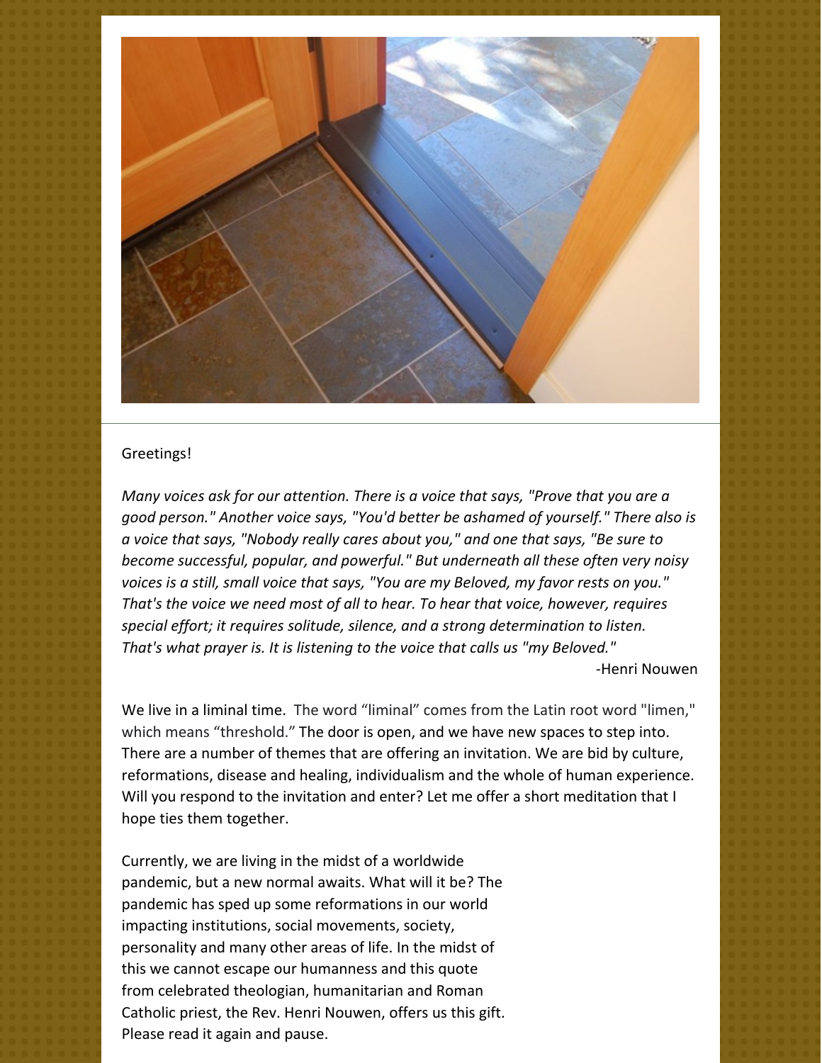Greetings!

*Many voices ask for our attention. There is a voice that says, "Prove that you are a good person." Another voice says, "You'd better be ashamed of yourself." There also is a voice that says, "Nobody really cares about you," and one that says, "Be sure to become successful, popular, and powerful." But underneath all these often very noisy voices is a still, small voice that says, "You are my Beloved, my favor rests on you." That's the voice we need most of all to hear. To hear that voice, however, requires special effort; it requires solitude, silence, and a strong determination to listen. That's what prayer is. It is listening to the voice that calls us "my Beloved."*

-Henri Nouwen

We live in a liminal time. The word "liminal" comes from the Latin root word "limen," which means "threshold." The door is open, and we have new spaces to step into. There are a number of themes that are offering an invitation. We are bid by culture, reformations, disease and healing, individualism and the whole of human experience. Will you respond to the invitation and enter? Let me offer a short meditation that I hope ties them together.

Currently, we are living in the midst of a worldwide pandemic, but a new normal awaits. What will it be? The pandemic has sped up some reformations in our world impacting institutions, social movements, society, personality and many other areas of life. In the midst of this we cannot escape our humanness and this quote from celebrated theologian, humanitarian and Roman Catholic priest, the Rev. Henri Nouwen, offers us this gift. Please read it again and pause.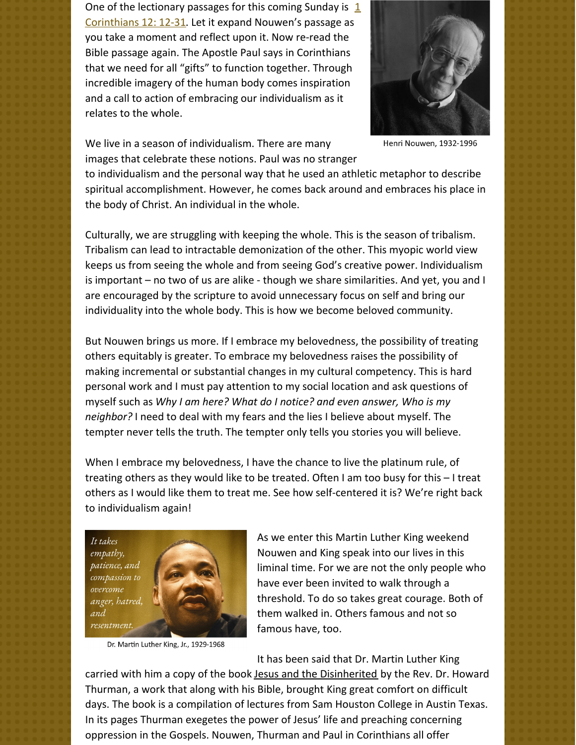One of the lectionary passages for this coming Sunday is [1 Corinthians 12: 12-31](). Let it expand Nouwen's passage as you take a moment and reflect upon it. Now re-read the Bible passage again. The Apostle Paul says in Corinthians that we need for all "gifts" to function together. Through incredible imagery of the human body comes inspiration and a call to action of embracing our individualism as it relates to the whole.

Henri Nouwen, 1932-1996

We live in a season of individualism. There are many images that celebrate these notions. Paul was no stranger to individualism and the personal way that he used an athletic metaphor to describe spiritual accomplishment. However, he comes back around and embraces his place in the body of Christ. An individual in the whole.

Culturally, we are struggling with keeping the whole. This is the season of tribalism. Tribalism can lead to intractable demonization of the other. This myopic world view keeps us from seeing the whole and from seeing God's creative power. Individualism is important – no two of us are alike - though we share similarities. And yet, you and I are encouraged by the scripture to avoid unnecessary focus on self and bring our individuality into the whole body. This is how we become beloved community.

But Nouwen brings us more. If I embrace my belovedness, the possibility of treating others equitably is greater. To embrace my belovedness raises the possibility of making incremental or substantial changes in my cultural competency. This is hard personal work and I must pay attention to my social location and ask questions of myself such as *Why I am here? What do I notice? and even answer, Who is my neighbor?* I need to deal with my fears and the lies I believe about myself. The tempter never tells the truth. The tempter only tells you stories you will believe.

When I embrace my belovedness, I have the chance to live the platinum rule, of treating others as they would like to be treated. Often I am too busy for this – I treat others as I would like them to treat me. See how self-centered it is? We're right back to individualism again!

*It takes empathy, patience, and compassion to overcome anger, hatred, and resentment.*

Dr. Martin Luther King, Jr., 1929-1968

As we enter this Martin Luther King weekend Nouwen and King speak into our lives in this liminal time. For we are not the only people who have ever been invited to walk through a threshold. To do so takes great courage. Both of them walked in. Others famous and not so famous have, too.

It has been said that Dr. Martin Luther King carried with him a copy of the book Jesus and the Disinherited by the Rev. Dr. Howard Thurman, a work that along with his Bible, brought King great comfort on difficult days. The book is a compilation of lectures from Sam Houston College in Austin Texas. In its pages Thurman exegetes the power of Jesus' life and preaching concerning oppression in the Gospels. Nouwen, Thurman and Paul in Corinthians all offer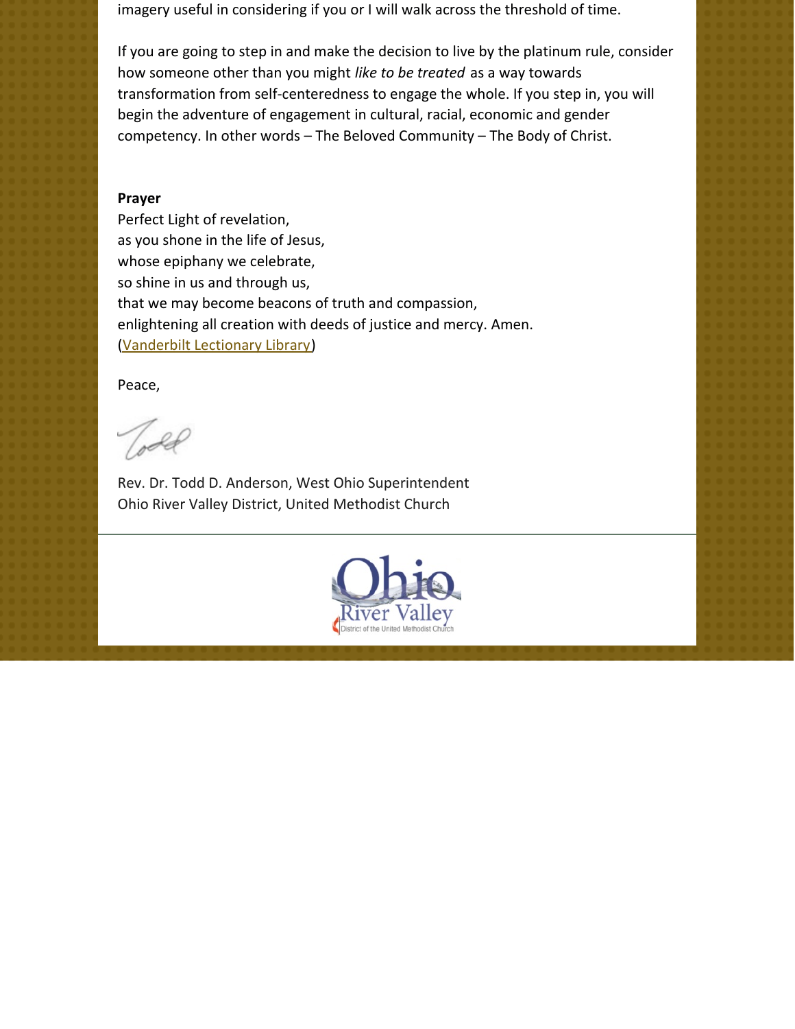imagery useful in considering if you or I will walk across the threshold of time.

If you are going to step in and make the decision to live by the platinum rule, consider how someone other than you might *like to be treated* as a way towards transformation from self-centeredness to engage the whole. If you step in, you will begin the adventure of engagement in cultural, racial, economic and gender competency. In other words – The Beloved Community – The Body of Christ.

**Prayer**

Perfect Light of revelation,
as you shone in the life of Jesus,
whose epiphany we celebrate,
so shine in us and through us,
that we may become beacons of truth and compassion,
enlightening all creation with deeds of justice and mercy. Amen.
(Vanderbilt Lectionary Library)

Peace,

Todd

Rev. Dr. Todd D. Anderson, West Ohio Superintendent
Ohio River Valley District, United Methodist Church

Ohio River Valley
District of the United Methodist Church